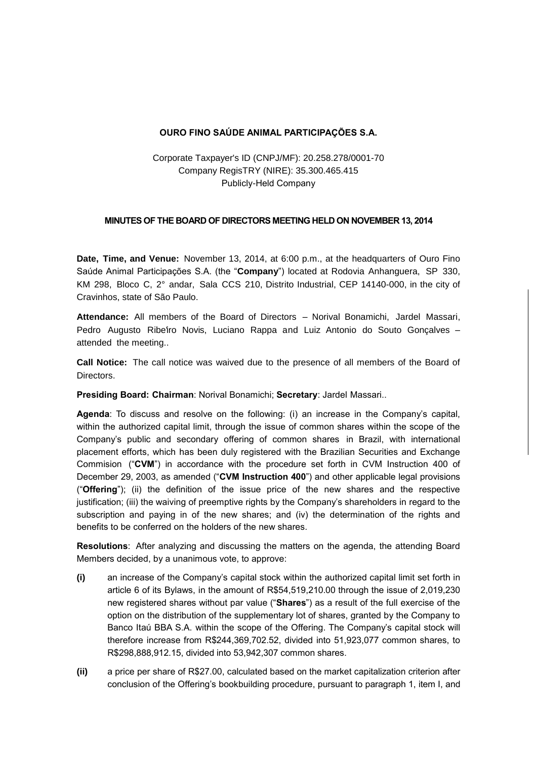**OURO FINO SAÚDE ANIMAL PARTICIPAÇÕES S.A.**

Corporate Taxpayer's ID (CNPJ/MF): 20.258.278/0001-70
Company RegisTRY (NIRE): 35.300.465.415
Publicly-Held Company

**MINUTES OF THE BOARD OF DIRECTORS MEETING HELD ON NOVEMBER 13, 2014**

**Date, Time, and Venue:** November 13, 2014, at 6:00 p.m., at the headquarters of Ouro Fino Saúde Animal Participações S.A. (the "**Company**") located at Rodovia Anhanguera, SP 330, KM 298, Bloco C, 2° andar, Sala CCS 210, Distrito Industrial, CEP 14140-000, in the city of Cravinhos, state of São Paulo.

**Attendance:** All members of the Board of Directors – Norival Bonamichi, Jardel Massari, Pedro Augusto Ribeiro Novis, Luciano Rappa and Luiz Antonio do Souto Gonçalves – attended the meeting..

**Call Notice:** The call notice was waived due to the presence of all members of the Board of Directors.

**Presiding Board: Chairman**: Norival Bonamichi; **Secretary**: Jardel Massari..

**Agenda**: To discuss and resolve on the following: (i) an increase in the Company's capital, within the authorized capital limit, through the issue of common shares within the scope of the Company's public and secondary offering of common shares in Brazil, with international placement efforts, which has been duly registered with the Brazilian Securities and Exchange Commision ("**CVM**") in accordance with the procedure set forth in CVM Instruction 400 of December 29, 2003, as amended ("**CVM Instruction 400**") and other applicable legal provisions ("**Offering**"); (ii) the definition of the issue price of the new shares and the respective justification; (iii) the waiving of preemptive rights by the Company's shareholders in regard to the subscription and paying in of the new shares; and (iv) the determination of the rights and benefits to be conferred on the holders of the new shares.

**Resolutions**: After analyzing and discussing the matters on the agenda, the attending Board Members decided, by a unanimous vote, to approve:

**(i)** an increase of the Company's capital stock within the authorized capital limit set forth in article 6 of its Bylaws, in the amount of R$54,519,210.00 through the issue of 2,019,230 new registered shares without par value ("**Shares**") as a result of the full exercise of the option on the distribution of the supplementary lot of shares, granted by the Company to Banco Itaú BBA S.A. within the scope of the Offering. The Company's capital stock will therefore increase from R$244,369,702.52, divided into 51,923,077 common shares, to R$298,888,912.15, divided into 53,942,307 common shares.

**(ii)** a price per share of R$27.00, calculated based on the market capitalization criterion after conclusion of the Offering's bookbuilding procedure, pursuant to paragraph 1, item I, and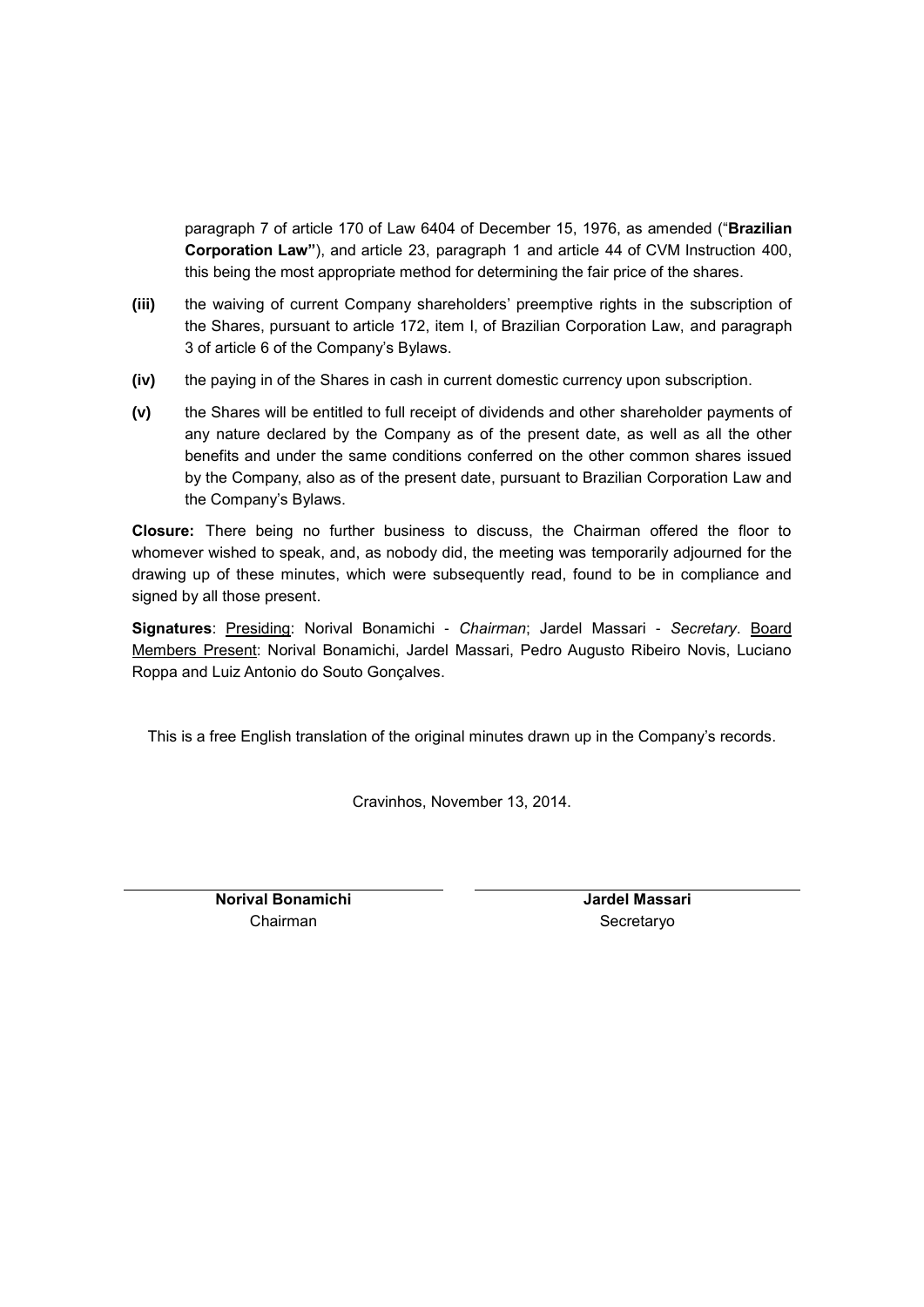paragraph 7 of article 170 of Law 6404 of December 15, 1976, as amended ("**Brazilian Corporation Law"**), and article 23, paragraph 1 and article 44 of CVM Instruction 400, this being the most appropriate method for determining the fair price of the shares.

**(iii)** the waiving of current Company shareholders' preemptive rights in the subscription of the Shares, pursuant to article 172, item I, of Brazilian Corporation Law, and paragraph 3 of article 6 of the Company's Bylaws.

**(iv)** the paying in of the Shares in cash in current domestic currency upon subscription.

**(v)** the Shares will be entitled to full receipt of dividends and other shareholder payments of any nature declared by the Company as of the present date, as well as all the other benefits and under the same conditions conferred on the other common shares issued by the Company, also as of the present date, pursuant to Brazilian Corporation Law and the Company's Bylaws.

**Closure:** There being no further business to discuss, the Chairman offered the floor to whomever wished to speak, and, as nobody did, the meeting was temporarily adjourned for the drawing up of these minutes, which were subsequently read, found to be in compliance and signed by all those present.

**Signatures**: Presiding: Norival Bonamichi - *Chairman*; Jardel Massari - *Secretary*. Board Members Present: Norival Bonamichi, Jardel Massari, Pedro Augusto Ribeiro Novis, Luciano Roppa and Luiz Antonio do Souto Gonçalves.

This is a free English translation of the original minutes drawn up in the Company's records.

Cravinhos, November 13, 2014.

| | |
|---|---|
| **Norival Bonamichi** | **Jardel Massari** |
| Chairman | Secretaryo |